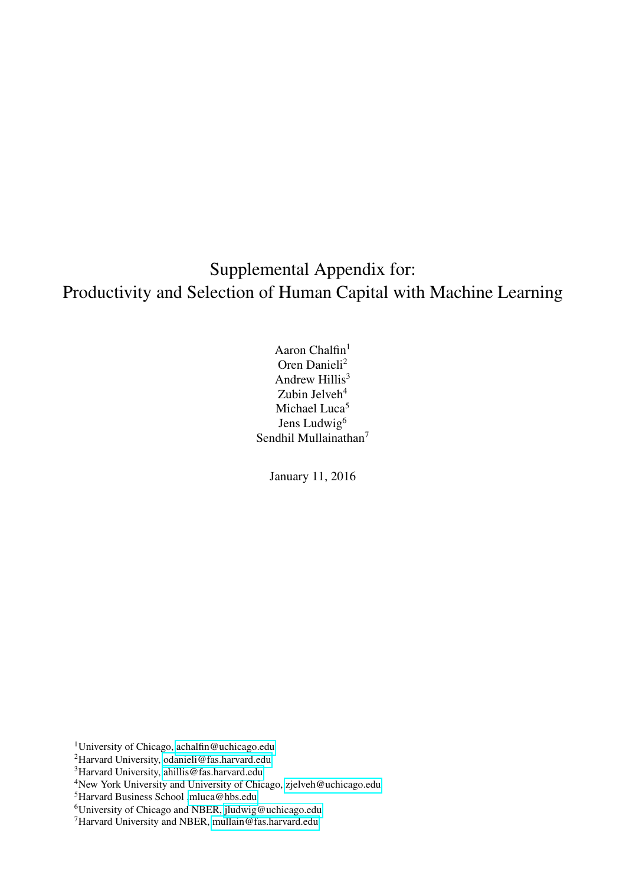# Supplemental Appendix for:
# Productivity and Selection of Human Capital with Machine Learning

Aaron Chalfin[1]
Oren Danieli[2]
Andrew Hillis[3]
Zubin Jelveh[4]
Michael Luca[5]
Jens Ludwig[6]
Sendhil Mullainathan[7]

January 11, 2016

[1]University of Chicago, achalfin@uchicago.edu
[2]Harvard University, odanieli@fas.harvard.edu
[3]Harvard University, ahillis@fas.harvard.edu
[4]New York University and University of Chicago, zjelveh@uchicago.edu
[5]Harvard Business School ,mluca@hbs.edu
[6]University of Chicago and NBER, jludwig@uchicago.edu
[7]Harvard University and NBER, mullain@fas.harvard.edu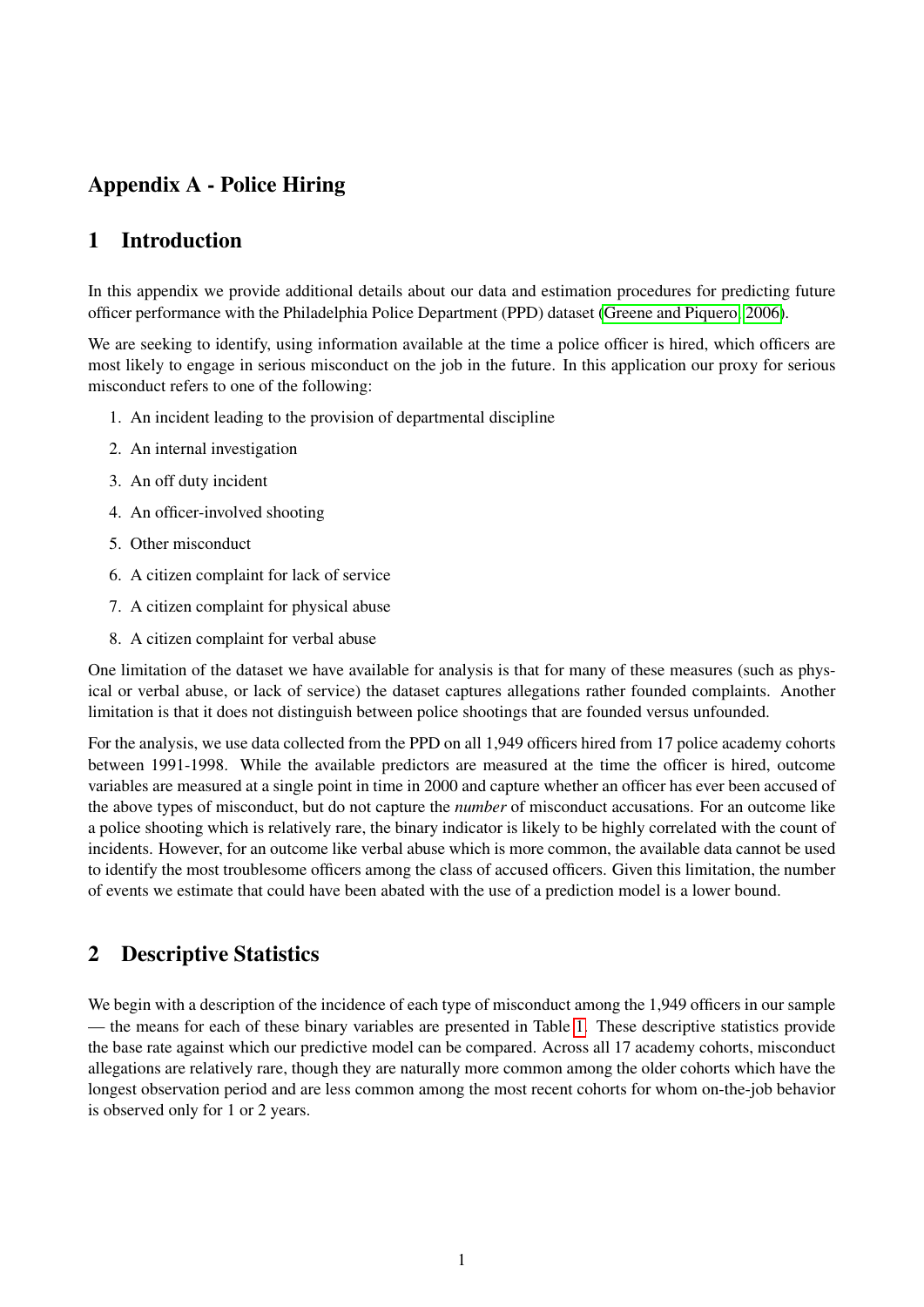# Appendix A - Police Hiring

## 1 Introduction

In this appendix we provide additional details about our data and estimation procedures for predicting future officer performance with the Philadelphia Police Department (PPD) dataset (Greene and Piquero, 2006).

We are seeking to identify, using information available at the time a police officer is hired, which officers are most likely to engage in serious misconduct on the job in the future. In this application our proxy for serious misconduct refers to one of the following:

1. An incident leading to the provision of departmental discipline
2. An internal investigation
3. An off duty incident
4. An officer-involved shooting
5. Other misconduct
6. A citizen complaint for lack of service
7. A citizen complaint for physical abuse
8. A citizen complaint for verbal abuse

One limitation of the dataset we have available for analysis is that for many of these measures (such as physical or verbal abuse, or lack of service) the dataset captures allegations rather founded complaints. Another limitation is that it does not distinguish between police shootings that are founded versus unfounded.

For the analysis, we use data collected from the PPD on all 1,949 officers hired from 17 police academy cohorts between 1991-1998. While the available predictors are measured at the time the officer is hired, outcome variables are measured at a single point in time in 2000 and capture whether an officer has ever been accused of the above types of misconduct, but do not capture the *number* of misconduct accusations. For an outcome like a police shooting which is relatively rare, the binary indicator is likely to be highly correlated with the count of incidents. However, for an outcome like verbal abuse which is more common, the available data cannot be used to identify the most troublesome officers among the class of accused officers. Given this limitation, the number of events we estimate that could have been abated with the use of a prediction model is a lower bound.

## 2 Descriptive Statistics

We begin with a description of the incidence of each type of misconduct among the 1,949 officers in our sample — the means for each of these binary variables are presented in Table 1. These descriptive statistics provide the base rate against which our predictive model can be compared. Across all 17 academy cohorts, misconduct allegations are relatively rare, though they are naturally more common among the older cohorts which have the longest observation period and are less common among the most recent cohorts for whom on-the-job behavior is observed only for 1 or 2 years.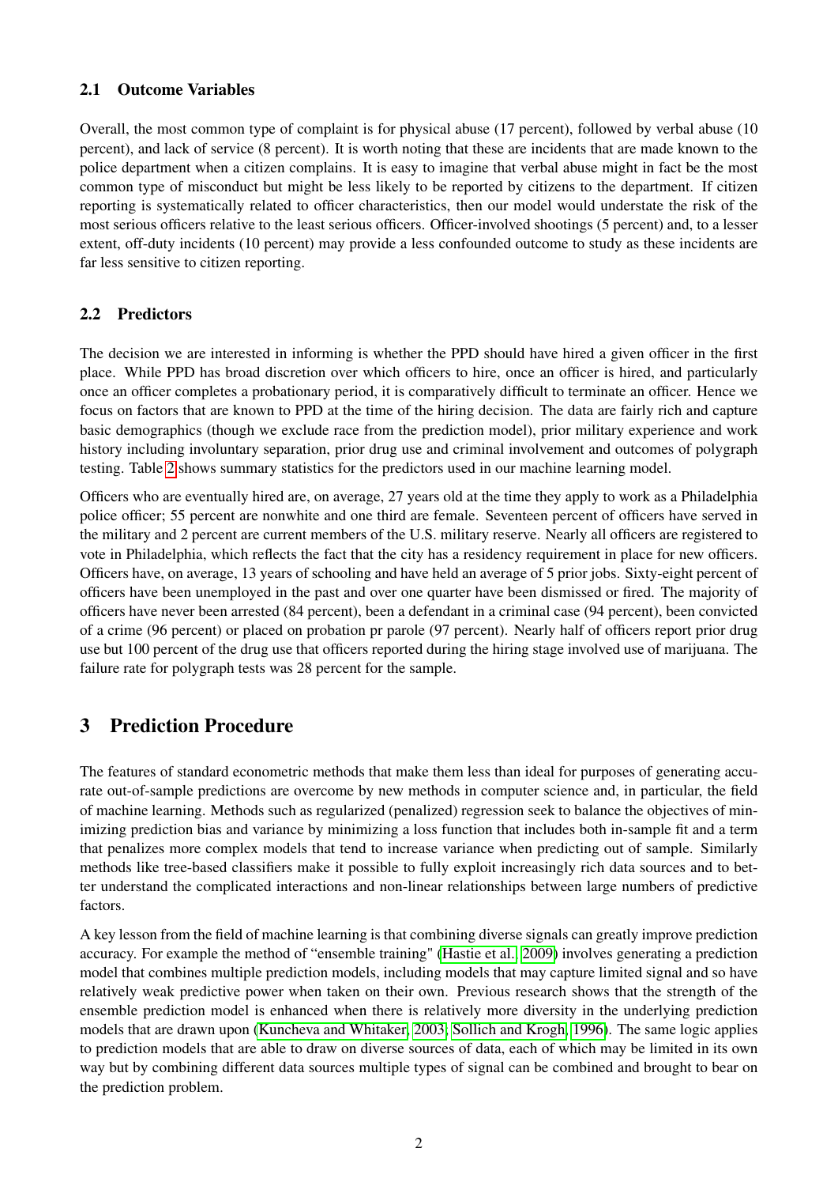### 2.1 Outcome Variables

Overall, the most common type of complaint is for physical abuse (17 percent), followed by verbal abuse (10 percent), and lack of service (8 percent). It is worth noting that these are incidents that are made known to the police department when a citizen complains. It is easy to imagine that verbal abuse might in fact be the most common type of misconduct but might be less likely to be reported by citizens to the department. If citizen reporting is systematically related to officer characteristics, then our model would understate the risk of the most serious officers relative to the least serious officers. Officer-involved shootings (5 percent) and, to a lesser extent, off-duty incidents (10 percent) may provide a less confounded outcome to study as these incidents are far less sensitive to citizen reporting.

### 2.2 Predictors

The decision we are interested in informing is whether the PPD should have hired a given officer in the first place. While PPD has broad discretion over which officers to hire, once an officer is hired, and particularly once an officer completes a probationary period, it is comparatively difficult to terminate an officer. Hence we focus on factors that are known to PPD at the time of the hiring decision. The data are fairly rich and capture basic demographics (though we exclude race from the prediction model), prior military experience and work history including involuntary separation, prior drug use and criminal involvement and outcomes of polygraph testing. Table 2 shows summary statistics for the predictors used in our machine learning model.

Officers who are eventually hired are, on average, 27 years old at the time they apply to work as a Philadelphia police officer; 55 percent are nonwhite and one third are female. Seventeen percent of officers have served in the military and 2 percent are current members of the U.S. military reserve. Nearly all officers are registered to vote in Philadelphia, which reflects the fact that the city has a residency requirement in place for new officers. Officers have, on average, 13 years of schooling and have held an average of 5 prior jobs. Sixty-eight percent of officers have been unemployed in the past and over one quarter have been dismissed or fired. The majority of officers have never been arrested (84 percent), been a defendant in a criminal case (94 percent), been convicted of a crime (96 percent) or placed on probation pr parole (97 percent). Nearly half of officers report prior drug use but 100 percent of the drug use that officers reported during the hiring stage involved use of marijuana. The failure rate for polygraph tests was 28 percent for the sample.

## 3 Prediction Procedure

The features of standard econometric methods that make them less than ideal for purposes of generating accurate out-of-sample predictions are overcome by new methods in computer science and, in particular, the field of machine learning. Methods such as regularized (penalized) regression seek to balance the objectives of minimizing prediction bias and variance by minimizing a loss function that includes both in-sample fit and a term that penalizes more complex models that tend to increase variance when predicting out of sample. Similarly methods like tree-based classifiers make it possible to fully exploit increasingly rich data sources and to better understand the complicated interactions and non-linear relationships between large numbers of predictive factors.

A key lesson from the field of machine learning is that combining diverse signals can greatly improve prediction accuracy. For example the method of "ensemble training" (Hastie et al., 2009) involves generating a prediction model that combines multiple prediction models, including models that may capture limited signal and so have relatively weak predictive power when taken on their own. Previous research shows that the strength of the ensemble prediction model is enhanced when there is relatively more diversity in the underlying prediction models that are drawn upon (Kuncheva and Whitaker, 2003; Sollich and Krogh, 1996). The same logic applies to prediction models that are able to draw on diverse sources of data, each of which may be limited in its own way but by combining different data sources multiple types of signal can be combined and brought to bear on the prediction problem.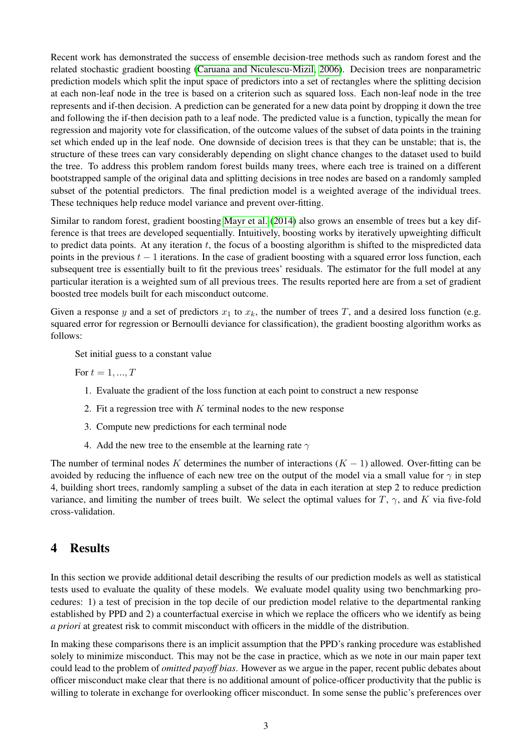Recent work has demonstrated the success of ensemble decision-tree methods such as random forest and the related stochastic gradient boosting (Caruana and Niculescu-Mizil, 2006). Decision trees are nonparametric prediction models which split the input space of predictors into a set of rectangles where the splitting decision at each non-leaf node in the tree is based on a criterion such as squared loss. Each non-leaf node in the tree represents and if-then decision. A prediction can be generated for a new data point by dropping it down the tree and following the if-then decision path to a leaf node. The predicted value is a function, typically the mean for regression and majority vote for classification, of the outcome values of the subset of data points in the training set which ended up in the leaf node. One downside of decision trees is that they can be unstable; that is, the structure of these trees can vary considerably depending on slight chance changes to the dataset used to build the tree. To address this problem random forest builds many trees, where each tree is trained on a different bootstrapped sample of the original data and splitting decisions in tree nodes are based on a randomly sampled subset of the potential predictors. The final prediction model is a weighted average of the individual trees. These techniques help reduce model variance and prevent over-fitting.

Similar to random forest, gradient boosting Mayr et al. (2014) also grows an ensemble of trees but a key difference is that trees are developed sequentially. Intuitively, boosting works by iteratively upweighting difficult to predict data points. At any iteration $t$, the focus of a boosting algorithm is shifted to the mispredicted data points in the previous $t - 1$ iterations. In the case of gradient boosting with a squared error loss function, each subsequent tree is essentially built to fit the previous trees' residuals. The estimator for the full model at any particular iteration is a weighted sum of all previous trees. The results reported here are from a set of gradient boosted tree models built for each misconduct outcome.

Given a response $y$ and a set of predictors $x_1$ to $x_k$, the number of trees $T$, and a desired loss function (e.g. squared error for regression or Bernoulli deviance for classification), the gradient boosting algorithm works as follows:

Set initial guess to a constant value

For $t = 1, ..., T$

1. Evaluate the gradient of the loss function at each point to construct a new response
2. Fit a regression tree with $K$ terminal nodes to the new response
3. Compute new predictions for each terminal node
4. Add the new tree to the ensemble at the learning rate $\gamma$

The number of terminal nodes $K$ determines the number of interactions ($K - 1$) allowed. Over-fitting can be avoided by reducing the influence of each new tree on the output of the model via a small value for $\gamma$ in step 4, building short trees, randomly sampling a subset of the data in each iteration at step 2 to reduce prediction variance, and limiting the number of trees built. We select the optimal values for $T$, $\gamma$, and $K$ via five-fold cross-validation.

# 4 Results

In this section we provide additional detail describing the results of our prediction models as well as statistical tests used to evaluate the quality of these models. We evaluate model quality using two benchmarking procedures: 1) a test of precision in the top decile of our prediction model relative to the departmental ranking established by PPD and 2) a counterfactual exercise in which we replace the officers who we identify as being *a priori* at greatest risk to commit misconduct with officers in the middle of the distribution.

In making these comparisons there is an implicit assumption that the PPD's ranking procedure was established solely to minimize misconduct. This may not be the case in practice, which as we note in our main paper text could lead to the problem of *omitted payoff bias*. However as we argue in the paper, recent public debates about officer misconduct make clear that there is no additional amount of police-officer productivity that the public is willing to tolerate in exchange for overlooking officer misconduct. In some sense the public's preferences over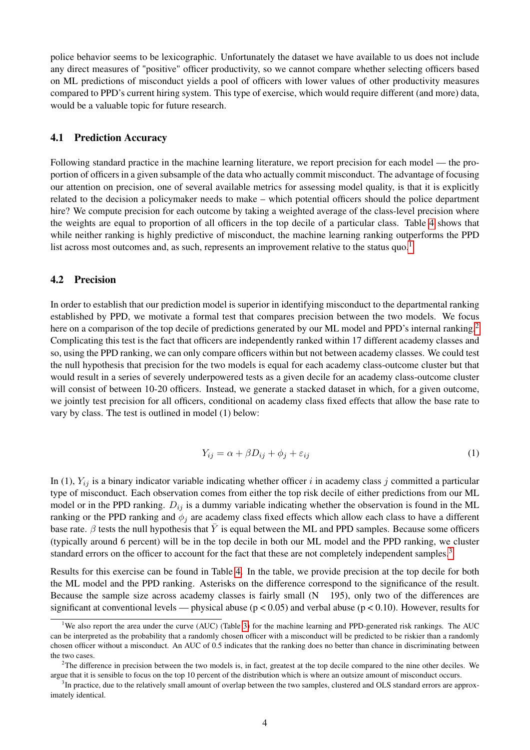police behavior seems to be lexicographic. Unfortunately the dataset we have available to us does not include any direct measures of "positive" officer productivity, so we cannot compare whether selecting officers based on ML predictions of misconduct yields a pool of officers with lower values of other productivity measures compared to PPD's current hiring system. This type of exercise, which would require different (and more) data, would be a valuable topic for future research.

### 4.1 Prediction Accuracy

Following standard practice in the machine learning literature, we report precision for each model — the proportion of officers in a given subsample of the data who actually commit misconduct. The advantage of focusing our attention on precision, one of several available metrics for assessing model quality, is that it is explicitly related to the decision a policymaker needs to make – which potential officers should the police department hire? We compute precision for each outcome by taking a weighted average of the class-level precision where the weights are equal to proportion of all officers in the top decile of a particular class. Table 4 shows that while neither ranking is highly predictive of misconduct, the machine learning ranking outperforms the PPD list across most outcomes and, as such, represents an improvement relative to the status quo.[1]

### 4.2 Precision

In order to establish that our prediction model is superior in identifying misconduct to the departmental ranking established by PPD, we motivate a formal test that compares precision between the two models. We focus here on a comparison of the top decile of predictions generated by our ML model and PPD's internal ranking.[2] Complicating this test is the fact that officers are independently ranked within 17 different academy classes and so, using the PPD ranking, we can only compare officers within but not between academy classes. We could test the null hypothesis that precision for the two models is equal for each academy class-outcome cluster but that would result in a series of severely underpowered tests as a given decile for an academy class-outcome cluster will consist of between 10-20 officers. Instead, we generate a stacked dataset in which, for a given outcome, we jointly test precision for all officers, conditional on academy class fixed effects that allow the base rate to vary by class. The test is outlined in model (1) below:

$$Y_{ij} = \alpha + \beta D_{ij} + \phi_j + \varepsilon_{ij} \tag{1}$$

In (1), $Y_{ij}$ is a binary indicator variable indicating whether officer $i$ in academy class $j$ committed a particular type of misconduct. Each observation comes from either the top risk decile of either predictions from our ML model or in the PPD ranking. $D_{ij}$ is a dummy variable indicating whether the observation is found in the ML ranking or the PPD ranking and $\phi_j$ are academy class fixed effects which allow each class to have a different base rate. $\beta$ tests the null hypothesis that $\bar{Y}$ is equal between the ML and PPD samples. Because some officers (typically around 6 percent) will be in the top decile in both our ML model and the PPD ranking, we cluster standard errors on the officer to account for the fact that these are not completely independent samples.[3]

Results for this exercise can be found in Table 4. In the table, we provide precision at the top decile for both the ML model and the PPD ranking. Asterisks on the difference correspond to the significance of the result. Because the sample size across academy classes is fairly small (N $\approx$ 195), only two of the differences are significant at conventional levels — physical abuse ($p < 0.05$) and verbal abuse ($p < 0.10$). However, results for

[1] We also report the area under the curve (AUC) (Table 3) for the machine learning and PPD-generated risk rankings. The AUC can be interpreted as the probability that a randomly chosen officer with a misconduct will be predicted to be riskier than a randomly chosen officer without a misconduct. An AUC of 0.5 indicates that the ranking does no better than chance in discriminating between the two cases.

[2] The difference in precision between the two models is, in fact, greatest at the top decile compared to the nine other deciles. We argue that it is sensible to focus on the top 10 percent of the distribution which is where an outsize amount of misconduct occurs.

[3] In practice, due to the relatively small amount of overlap between the two samples, clustered and OLS standard errors are approximately identical.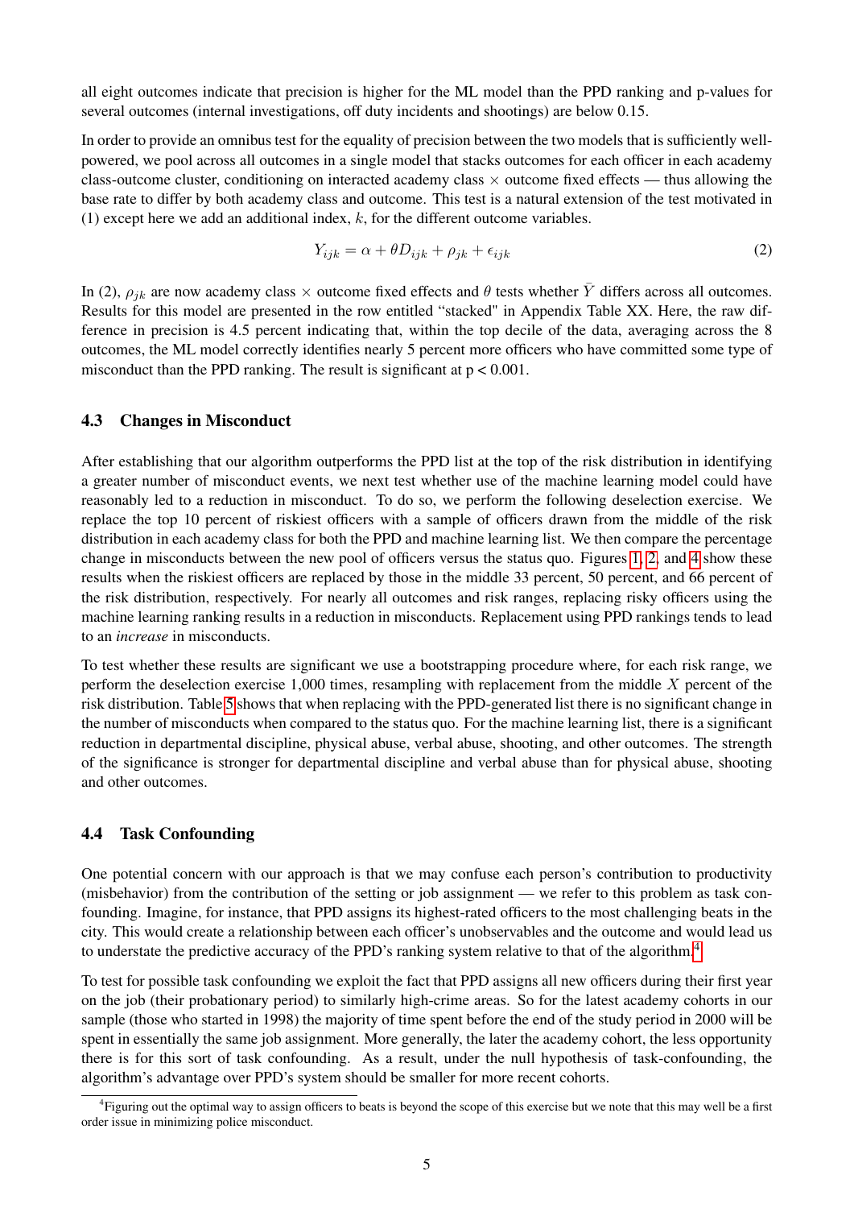all eight outcomes indicate that precision is higher for the ML model than the PPD ranking and p-values for several outcomes (internal investigations, off duty incidents and shootings) are below 0.15.

In order to provide an omnibus test for the equality of precision between the two models that is sufficiently well-powered, we pool across all outcomes in a single model that stacks outcomes for each officer in each academy class-outcome cluster, conditioning on interacted academy class × outcome fixed effects — thus allowing the base rate to differ by both academy class and outcome. This test is a natural extension of the test motivated in (1) except here we add an additional index, $k$, for the different outcome variables.

$$Y_{ijk} = \alpha + \theta D_{ijk} + \rho_{jk} + \epsilon_{ijk} \tag{2}$$

In (2), $\rho_{jk}$ are now academy class × outcome fixed effects and $\theta$ tests whether $\bar{Y}$ differs across all outcomes. Results for this model are presented in the row entitled "stacked" in Appendix Table XX. Here, the raw difference in precision is 4.5 percent indicating that, within the top decile of the data, averaging across the 8 outcomes, the ML model correctly identifies nearly 5 percent more officers who have committed some type of misconduct than the PPD ranking. The result is significant at $p < 0.001$.

### 4.3 Changes in Misconduct

After establishing that our algorithm outperforms the PPD list at the top of the risk distribution in identifying a greater number of misconduct events, we next test whether use of the machine learning model could have reasonably led to a reduction in misconduct. To do so, we perform the following deselection exercise. We replace the top 10 percent of riskiest officers with a sample of officers drawn from the middle of the risk distribution in each academy class for both the PPD and machine learning list. We then compare the percentage change in misconducts between the new pool of officers versus the status quo. Figures 1, 2, and 4 show these results when the riskiest officers are replaced by those in the middle 33 percent, 50 percent, and 66 percent of the risk distribution, respectively. For nearly all outcomes and risk ranges, replacing risky officers using the machine learning ranking results in a reduction in misconducts. Replacement using PPD rankings tends to lead to an *increase* in misconducts.

To test whether these results are significant we use a bootstrapping procedure where, for each risk range, we perform the deselection exercise 1,000 times, resampling with replacement from the middle $X$ percent of the risk distribution. Table 5 shows that when replacing with the PPD-generated list there is no significant change in the number of misconducts when compared to the status quo. For the machine learning list, there is a significant reduction in departmental discipline, physical abuse, verbal abuse, shooting, and other outcomes. The strength of the significance is stronger for departmental discipline and verbal abuse than for physical abuse, shooting and other outcomes.

### 4.4 Task Confounding

One potential concern with our approach is that we may confuse each person's contribution to productivity (misbehavior) from the contribution of the setting or job assignment — we refer to this problem as task confounding. Imagine, for instance, that PPD assigns its highest-rated officers to the most challenging beats in the city. This would create a relationship between each officer's unobservables and the outcome and would lead us to understate the predictive accuracy of the PPD's ranking system relative to that of the algorithm.[4]

To test for possible task confounding we exploit the fact that PPD assigns all new officers during their first year on the job (their probationary period) to similarly high-crime areas. So for the latest academy cohorts in our sample (those who started in 1998) the majority of time spent before the end of the study period in 2000 will be spent in essentially the same job assignment. More generally, the later the academy cohort, the less opportunity there is for this sort of task confounding. As a result, under the null hypothesis of task-confounding, the algorithm's advantage over PPD's system should be smaller for more recent cohorts.

[4] Figuring out the optimal way to assign officers to beats is beyond the scope of this exercise but we note that this may well be a first order issue in minimizing police misconduct.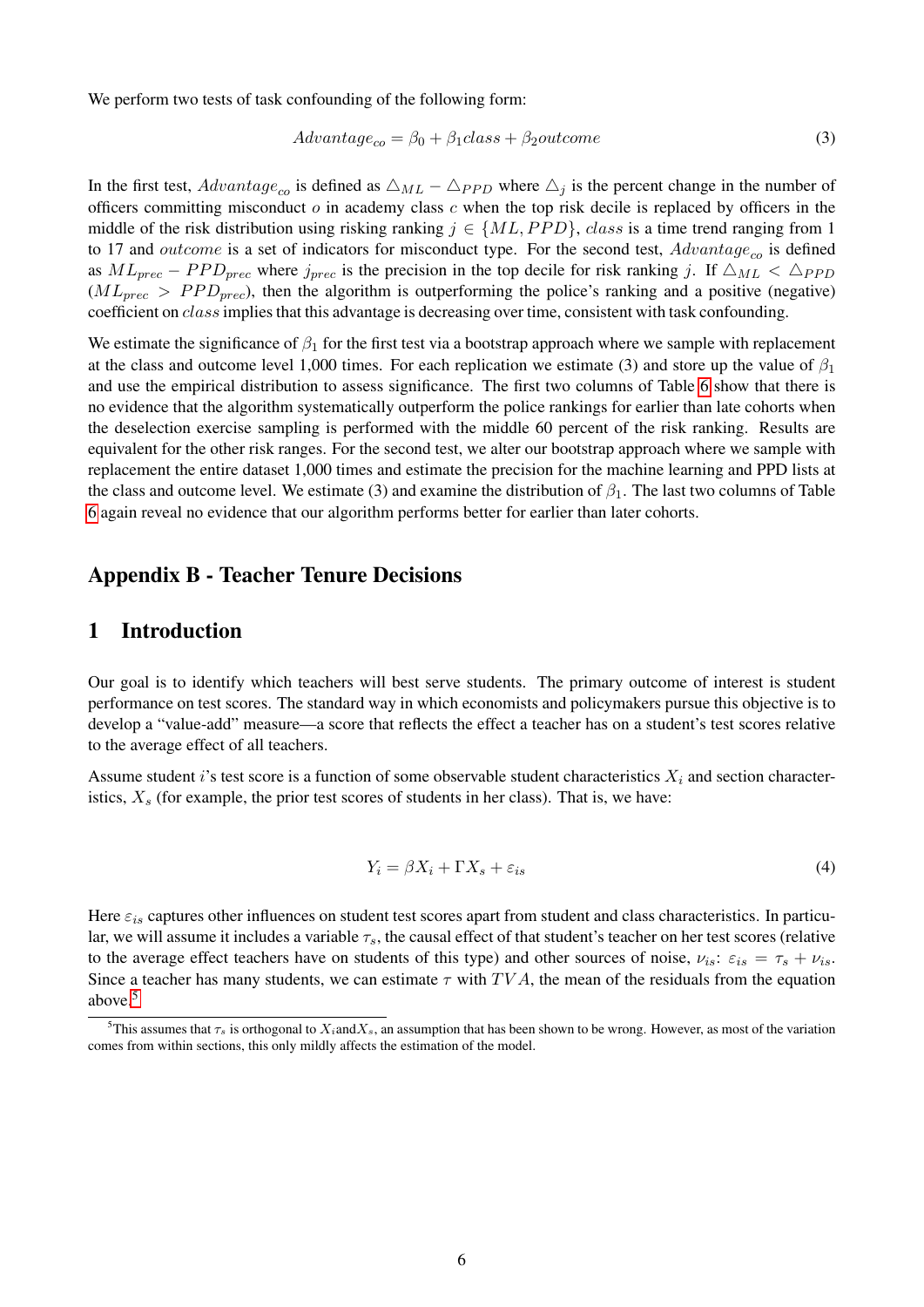We perform two tests of task confounding of the following form:

$$Advantage_{co} = \beta_0 + \beta_1 class + \beta_2 outcome \tag{3}$$

In the first test, $Advantage_{co}$ is defined as $\triangle_{ML} - \triangle_{PPD}$ where $\triangle_j$ is the percent change in the number of officers committing misconduct $o$ in academy class $c$ when the top risk decile is replaced by officers in the middle of the risk distribution using risking ranking $j \in \{ML, PPD\}$, $class$ is a time trend ranging from 1 to 17 and $outcome$ is a set of indicators for misconduct type. For the second test, $Advantage_{co}$ is defined as $ML_{prec} - PPD_{prec}$ where $j_{prec}$ is the precision in the top decile for risk ranking $j$. If $\triangle_{ML} < \triangle_{PPD}$ ($ML_{prec} > PPD_{prec}$), then the algorithm is outperforming the police's ranking and a positive (negative) coefficient on $class$ implies that this advantage is decreasing over time, consistent with task confounding.

We estimate the significance of $\beta_1$ for the first test via a bootstrap approach where we sample with replacement at the class and outcome level 1,000 times. For each replication we estimate (3) and store up the value of $\beta_1$ and use the empirical distribution to assess significance. The first two columns of Table 6 show that there is no evidence that the algorithm systematically outperform the police rankings for earlier than late cohorts when the deselection exercise sampling is performed with the middle 60 percent of the risk ranking. Results are equivalent for the other risk ranges. For the second test, we alter our bootstrap approach where we sample with replacement the entire dataset 1,000 times and estimate the precision for the machine learning and PPD lists at the class and outcome level. We estimate (3) and examine the distribution of $\beta_1$. The last two columns of Table 6 again reveal no evidence that our algorithm performs better for earlier than later cohorts.

## Appendix B - Teacher Tenure Decisions

## 1 Introduction

Our goal is to identify which teachers will best serve students. The primary outcome of interest is student performance on test scores. The standard way in which economists and policymakers pursue this objective is to develop a "value-add" measure—a score that reflects the effect a teacher has on a student's test scores relative to the average effect of all teachers.

Assume student $i$'s test score is a function of some observable student characteristics $X_i$ and section characteristics, $X_s$ (for example, the prior test scores of students in her class). That is, we have:

$$Y_i = \beta X_i + \Gamma X_s + \varepsilon_{is} \tag{4}$$

Here $\varepsilon_{is}$ captures other influences on student test scores apart from student and class characteristics. In particular, we will assume it includes a variable $\tau_s$, the causal effect of that student's teacher on her test scores (relative to the average effect teachers have on students of this type) and other sources of noise, $\nu_{is}$: $\varepsilon_{is} = \tau_s + \nu_{is}$. Since a teacher has many students, we can estimate $\tau$ with $TVA$, the mean of the residuals from the equation above.[5]

[5] This assumes that $\tau_s$ is orthogonal to $X_i$ and $X_s$, an assumption that has been shown to be wrong. However, as most of the variation comes from within sections, this only mildly affects the estimation of the model.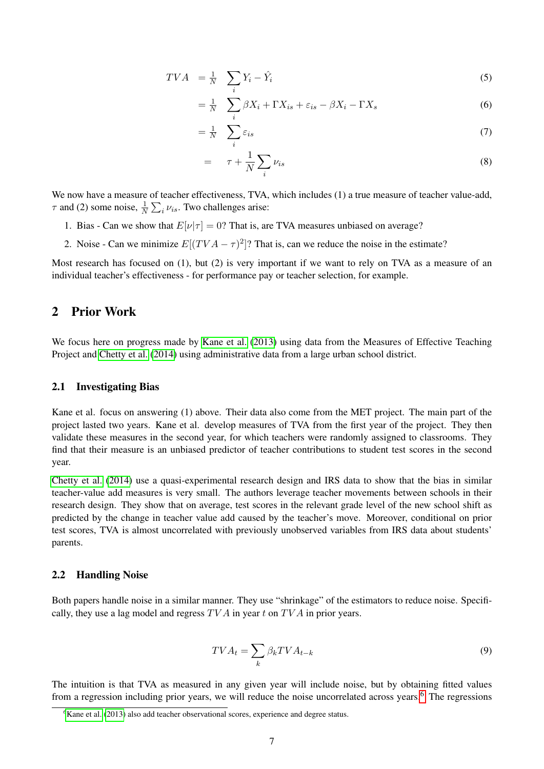$$TVA = \frac{1}{N} \sum_i Y_i - \hat{Y}_i \tag{5}$$

$$= \frac{1}{N} \sum_i \beta X_i + \Gamma X_{is} + \varepsilon_{is} - \beta X_i - \Gamma X_s \tag{6}$$

$$= \frac{1}{N} \sum_i \varepsilon_{is} \tag{7}$$

$$= \tau + \frac{1}{N} \sum_i \nu_{is} \tag{8}$$

We now have a measure of teacher effectiveness, TVA, which includes (1) a true measure of teacher value-add, $\tau$ and (2) some noise, $\frac{1}{N} \sum_i \nu_{is}$. Two challenges arise:

1. Bias - Can we show that $E[\nu|\tau] = 0$? That is, are TVA measures unbiased on average?
2. Noise - Can we minimize $E[(TVA - \tau)^2]$? That is, can we reduce the noise in the estimate?

Most research has focused on (1), but (2) is very important if we want to rely on TVA as a measure of an individual teacher's effectiveness - for performance pay or teacher selection, for example.

## 2 Prior Work

We focus here on progress made by Kane et al. (2013) using data from the Measures of Effective Teaching Project and Chetty et al. (2014) using administrative data from a large urban school district.

### 2.1 Investigating Bias

Kane et al. focus on answering (1) above. Their data also come from the MET project. The main part of the project lasted two years. Kane et al. develop measures of TVA from the first year of the project. They then validate these measures in the second year, for which teachers were randomly assigned to classrooms. They find that their measure is an unbiased predictor of teacher contributions to student test scores in the second year.

Chetty et al. (2014) use a quasi-experimental research design and IRS data to show that the bias in similar teacher-value add measures is very small. The authors leverage teacher movements between schools in their research design. They show that on average, test scores in the relevant grade level of the new school shift as predicted by the change in teacher value add caused by the teacher's move. Moreover, conditional on prior test scores, TVA is almost uncorrelated with previously unobserved variables from IRS data about students' parents.

### 2.2 Handling Noise

Both papers handle noise in a similar manner. They use "shrinkage" of the estimators to reduce noise. Specifically, they use a lag model and regress $TVA$ in year $t$ on $TVA$ in prior years.

$$TVA_t = \sum_k \beta_k TVA_{t-k} \tag{9}$$

The intuition is that TVA as measured in any given year will include noise, but by obtaining fitted values from a regression including prior years, we will reduce the noise uncorrelated across years.[6] The regressions

[6] Kane et al. (2013) also add teacher observational scores, experience and degree status.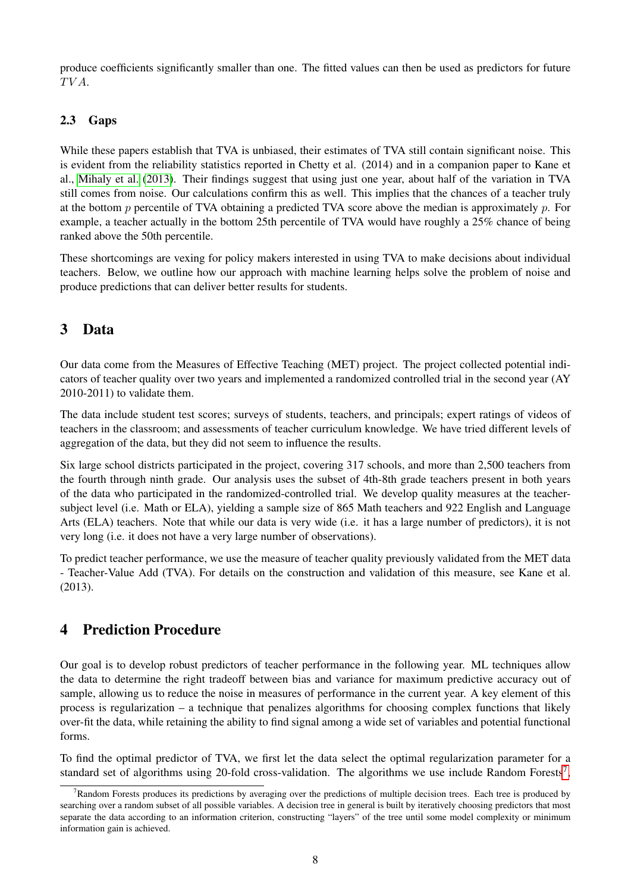produce coefficients significantly smaller than one. The fitted values can then be used as predictors for future $TVA$.

### 2.3 Gaps

While these papers establish that TVA is unbiased, their estimates of TVA still contain significant noise. This is evident from the reliability statistics reported in Chetty et al. (2014) and in a companion paper to Kane et al., Mihaly et al. (2013). Their findings suggest that using just one year, about half of the variation in TVA still comes from noise. Our calculations confirm this as well. This implies that the chances of a teacher truly at the bottom $p$ percentile of TVA obtaining a predicted TVA score above the median is approximately $p$. For example, a teacher actually in the bottom 25th percentile of TVA would have roughly a 25% chance of being ranked above the 50th percentile.

These shortcomings are vexing for policy makers interested in using TVA to make decisions about individual teachers. Below, we outline how our approach with machine learning helps solve the problem of noise and produce predictions that can deliver better results for students.

## 3 Data

Our data come from the Measures of Effective Teaching (MET) project. The project collected potential indicators of teacher quality over two years and implemented a randomized controlled trial in the second year (AY 2010-2011) to validate them.

The data include student test scores; surveys of students, teachers, and principals; expert ratings of videos of teachers in the classroom; and assessments of teacher curriculum knowledge. We have tried different levels of aggregation of the data, but they did not seem to influence the results.

Six large school districts participated in the project, covering 317 schools, and more than 2,500 teachers from the fourth through ninth grade. Our analysis uses the subset of 4th-8th grade teachers present in both years of the data who participated in the randomized-controlled trial. We develop quality measures at the teacher-subject level (i.e. Math or ELA), yielding a sample size of 865 Math teachers and 922 English and Language Arts (ELA) teachers. Note that while our data is very wide (i.e. it has a large number of predictors), it is not very long (i.e. it does not have a very large number of observations).

To predict teacher performance, we use the measure of teacher quality previously validated from the MET data - Teacher-Value Add (TVA). For details on the construction and validation of this measure, see Kane et al. (2013).

## 4 Prediction Procedure

Our goal is to develop robust predictors of teacher performance in the following year. ML techniques allow the data to determine the right tradeoff between bias and variance for maximum predictive accuracy out of sample, allowing us to reduce the noise in measures of performance in the current year. A key element of this process is regularization – a technique that penalizes algorithms for choosing complex functions that likely over-fit the data, while retaining the ability to find signal among a wide set of variables and potential functional forms.

To find the optimal predictor of TVA, we first let the data select the optimal regularization parameter for a standard set of algorithms using 20-fold cross-validation. The algorithms we use include Random Forests[7],

[7] Random Forests produces its predictions by averaging over the predictions of multiple decision trees. Each tree is produced by searching over a random subset of all possible variables. A decision tree in general is built by iteratively choosing predictors that most separate the data according to an information criterion, constructing "layers" of the tree until some model complexity or minimum information gain is achieved.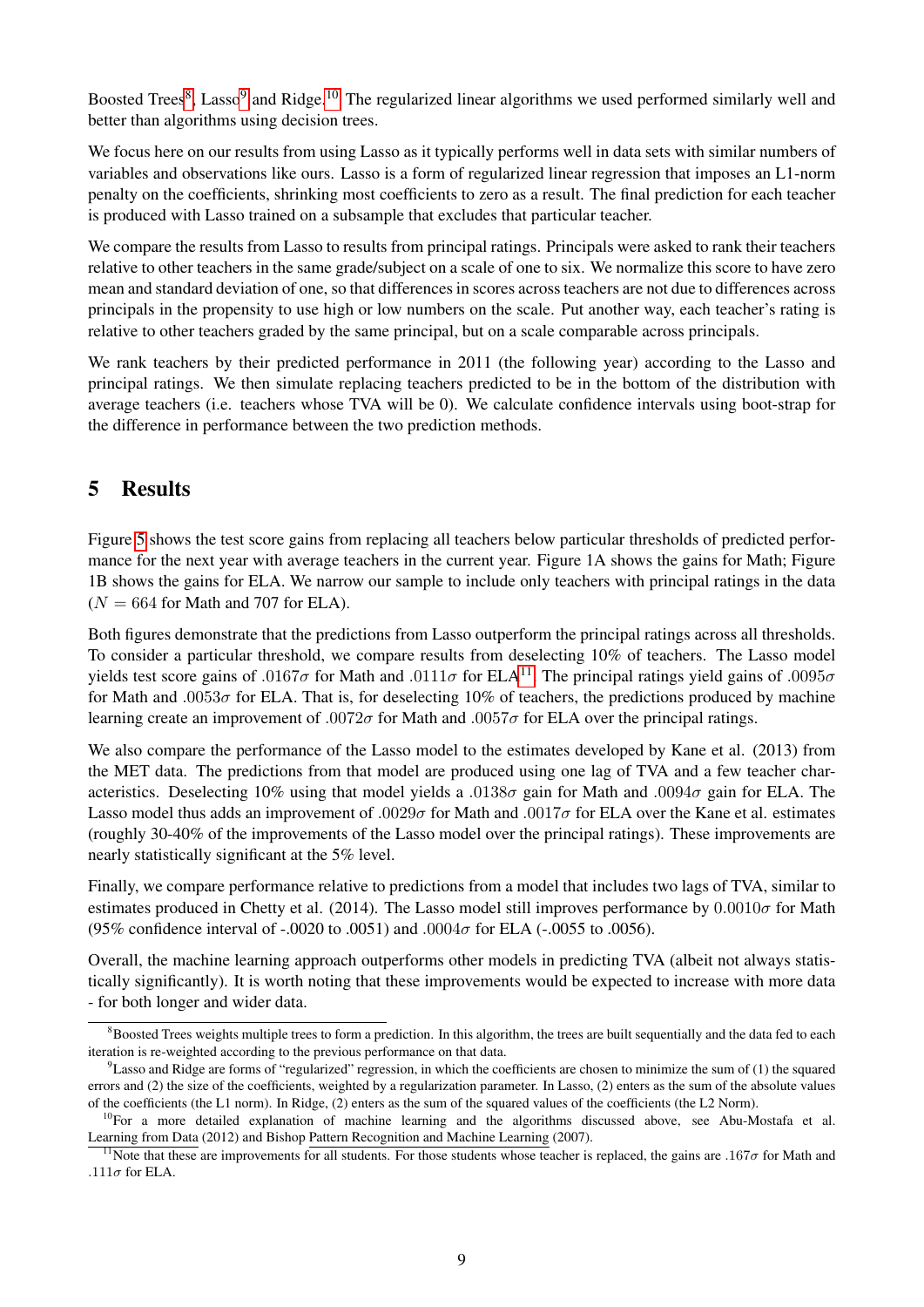Boosted Trees[8], Lasso[9] and Ridge.[10] The regularized linear algorithms we used performed similarly well and better than algorithms using decision trees.

We focus here on our results from using Lasso as it typically performs well in data sets with similar numbers of variables and observations like ours. Lasso is a form of regularized linear regression that imposes an L1-norm penalty on the coefficients, shrinking most coefficients to zero as a result. The final prediction for each teacher is produced with Lasso trained on a subsample that excludes that particular teacher.

We compare the results from Lasso to results from principal ratings. Principals were asked to rank their teachers relative to other teachers in the same grade/subject on a scale of one to six. We normalize this score to have zero mean and standard deviation of one, so that differences in scores across teachers are not due to differences across principals in the propensity to use high or low numbers on the scale. Put another way, each teacher's rating is relative to other teachers graded by the same principal, but on a scale comparable across principals.

We rank teachers by their predicted performance in 2011 (the following year) according to the Lasso and principal ratings. We then simulate replacing teachers predicted to be in the bottom of the distribution with average teachers (i.e. teachers whose TVA will be 0). We calculate confidence intervals using boot-strap for the difference in performance between the two prediction methods.

# 5 Results

Figure 5 shows the test score gains from replacing all teachers below particular thresholds of predicted performance for the next year with average teachers in the current year. Figure 1A shows the gains for Math; Figure 1B shows the gains for ELA. We narrow our sample to include only teachers with principal ratings in the data ($N = 664$ for Math and 707 for ELA).

Both figures demonstrate that the predictions from Lasso outperform the principal ratings across all thresholds. To consider a particular threshold, we compare results from deselecting 10% of teachers. The Lasso model yields test score gains of $.0167\sigma$ for Math and $.0111\sigma$ for ELA[11]. The principal ratings yield gains of $.0095\sigma$ for Math and $.0053\sigma$ for ELA. That is, for deselecting 10% of teachers, the predictions produced by machine learning create an improvement of $.0072\sigma$ for Math and $.0057\sigma$ for ELA over the principal ratings.

We also compare the performance of the Lasso model to the estimates developed by Kane et al. (2013) from the MET data. The predictions from that model are produced using one lag of TVA and a few teacher characteristics. Deselecting 10% using that model yields a $.0138\sigma$ gain for Math and $.0094\sigma$ gain for ELA. The Lasso model thus adds an improvement of $.0029\sigma$ for Math and $.0017\sigma$ for ELA over the Kane et al. estimates (roughly 30-40% of the improvements of the Lasso model over the principal ratings). These improvements are nearly statistically significant at the 5% level.

Finally, we compare performance relative to predictions from a model that includes two lags of TVA, similar to estimates produced in Chetty et al. (2014). The Lasso model still improves performance by $0.0010\sigma$ for Math (95% confidence interval of -.0020 to .0051) and $.0004\sigma$ for ELA (-.0055 to .0056).

Overall, the machine learning approach outperforms other models in predicting TVA (albeit not always statistically significantly). It is worth noting that these improvements would be expected to increase with more data - for both longer and wider data.

---

[8] Boosted Trees weights multiple trees to form a prediction. In this algorithm, the trees are built sequentially and the data fed to each iteration is re-weighted according to the previous performance on that data.

[9] Lasso and Ridge are forms of "regularized" regression, in which the coefficients are chosen to minimize the sum of (1) the squared errors and (2) the size of the coefficients, weighted by a regularization parameter. In Lasso, (2) enters as the sum of the absolute values of the coefficients (the L1 norm). In Ridge, (2) enters as the sum of the squared values of the coefficients (the L2 Norm).

[10] For a more detailed explanation of machine learning and the algorithms discussed above, see Abu-Mostafa et al. Learning from Data (2012) and Bishop Pattern Recognition and Machine Learning (2007).

[11] Note that these are improvements for all students. For those students whose teacher is replaced, the gains are $.167\sigma$ for Math and $.111\sigma$ for ELA.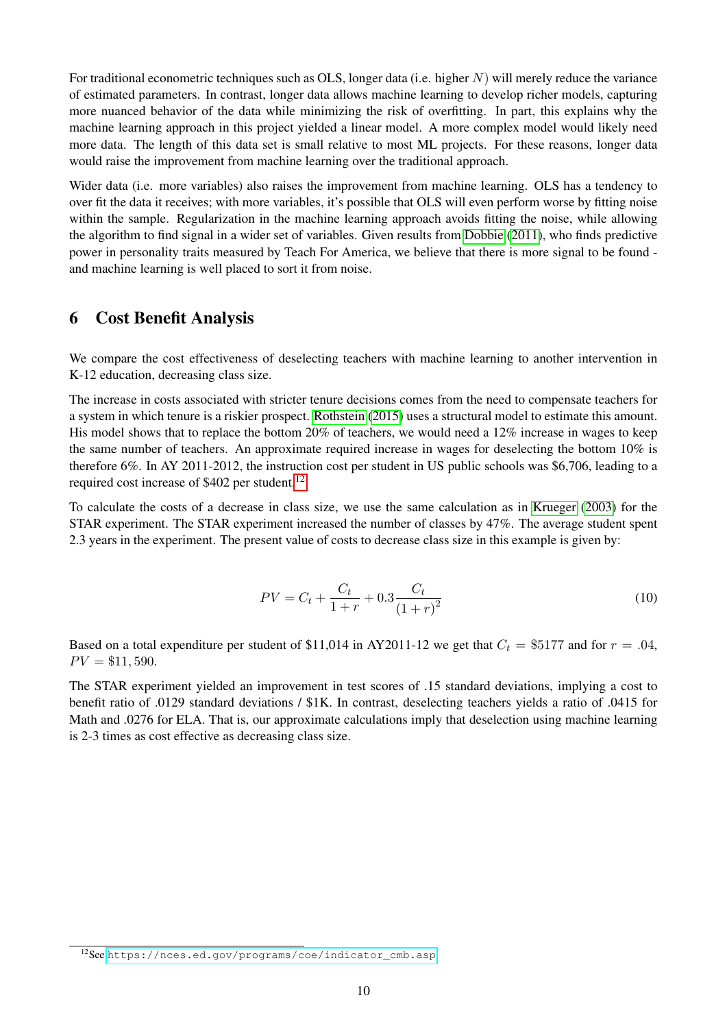For traditional econometric techniques such as OLS, longer data (i.e. higher $N$) will merely reduce the variance of estimated parameters. In contrast, longer data allows machine learning to develop richer models, capturing more nuanced behavior of the data while minimizing the risk of overfitting. In part, this explains why the machine learning approach in this project yielded a linear model. A more complex model would likely need more data. The length of this data set is small relative to most ML projects. For these reasons, longer data would raise the improvement from machine learning over the traditional approach.

Wider data (i.e. more variables) also raises the improvement from machine learning. OLS has a tendency to over fit the data it receives; with more variables, it's possible that OLS will even perform worse by fitting noise within the sample. Regularization in the machine learning approach avoids fitting the noise, while allowing the algorithm to find signal in a wider set of variables. Given results from Dobbie (2011), who finds predictive power in personality traits measured by Teach For America, we believe that there is more signal to be found - and machine learning is well placed to sort it from noise.

## 6 Cost Benefit Analysis

We compare the cost effectiveness of deselecting teachers with machine learning to another intervention in K-12 education, decreasing class size.

The increase in costs associated with stricter tenure decisions comes from the need to compensate teachers for a system in which tenure is a riskier prospect. Rothstein (2015) uses a structural model to estimate this amount. His model shows that to replace the bottom 20% of teachers, we would need a 12% increase in wages to keep the same number of teachers. An approximate required increase in wages for deselecting the bottom 10% is therefore 6%. In AY 2011-2012, the instruction cost per student in US public schools was $6,706, leading to a required cost increase of $402 per student.[12]

To calculate the costs of a decrease in class size, we use the same calculation as in Krueger (2003) for the STAR experiment. The STAR experiment increased the number of classes by 47%. The average student spent 2.3 years in the experiment. The present value of costs to decrease class size in this example is given by:

$$PV = C_t + \frac{C_t}{1+r} + 0.3\frac{C_t}{(1+r)^2} \tag{10}$$

Based on a total expenditure per student of $11,014 in AY2011-12 we get that $C_t = \$5177$ and for $r = .04$, $PV = \$11,590$.

The STAR experiment yielded an improvement in test scores of .15 standard deviations, implying a cost to benefit ratio of .0129 standard deviations / $1K. In contrast, deselecting teachers yields a ratio of .0415 for Math and .0276 for ELA. That is, our approximate calculations imply that deselection using machine learning is 2-3 times as cost effective as decreasing class size.

[12] See https://nces.ed.gov/programs/coe/indicator_cmb.asp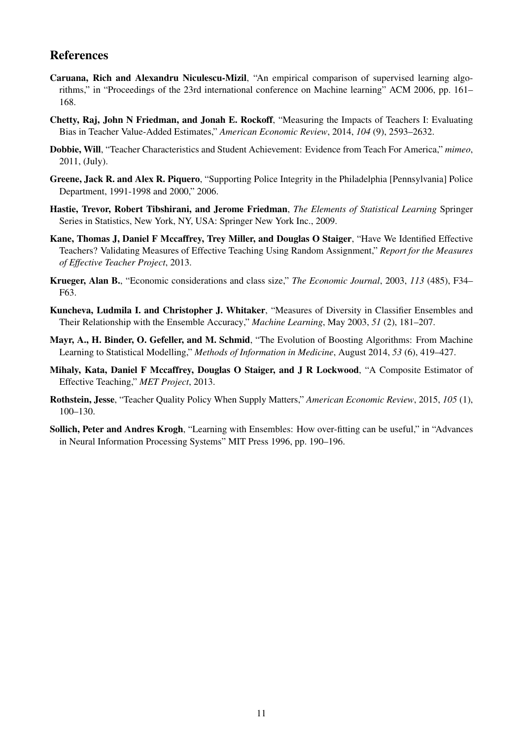## References

**Caruana, Rich and Alexandru Niculescu-Mizil**, "An empirical comparison of supervised learning algorithms," in "Proceedings of the 23rd international conference on Machine learning" ACM 2006, pp. 161–168.

**Chetty, Raj, John N Friedman, and Jonah E. Rockoff**, "Measuring the Impacts of Teachers I: Evaluating Bias in Teacher Value-Added Estimates," *American Economic Review*, 2014, *104* (9), 2593–2632.

**Dobbie, Will**, "Teacher Characteristics and Student Achievement: Evidence from Teach For America," *mimeo*, 2011, (July).

**Greene, Jack R. and Alex R. Piquero**, "Supporting Police Integrity in the Philadelphia [Pennsylvania] Police Department, 1991-1998 and 2000," 2006.

**Hastie, Trevor, Robert Tibshirani, and Jerome Friedman**, *The Elements of Statistical Learning* Springer Series in Statistics, New York, NY, USA: Springer New York Inc., 2009.

**Kane, Thomas J, Daniel F Mccaffrey, Trey Miller, and Douglas O Staiger**, "Have We Identified Effective Teachers? Validating Measures of Effective Teaching Using Random Assignment," *Report for the Measures of Effective Teacher Project*, 2013.

**Krueger, Alan B.**, "Economic considerations and class size," *The Economic Journal*, 2003, *113* (485), F34–F63.

**Kuncheva, Ludmila I. and Christopher J. Whitaker**, "Measures of Diversity in Classifier Ensembles and Their Relationship with the Ensemble Accuracy," *Machine Learning*, May 2003, *51* (2), 181–207.

**Mayr, A., H. Binder, O. Gefeller, and M. Schmid**, "The Evolution of Boosting Algorithms: From Machine Learning to Statistical Modelling," *Methods of Information in Medicine*, August 2014, *53* (6), 419–427.

**Mihaly, Kata, Daniel F Mccaffrey, Douglas O Staiger, and J R Lockwood**, "A Composite Estimator of Effective Teaching," *MET Project*, 2013.

**Rothstein, Jesse**, "Teacher Quality Policy When Supply Matters," *American Economic Review*, 2015, *105* (1), 100–130.

**Sollich, Peter and Andres Krogh**, "Learning with Ensembles: How over-fitting can be useful," in "Advances in Neural Information Processing Systems" MIT Press 1996, pp. 190–196.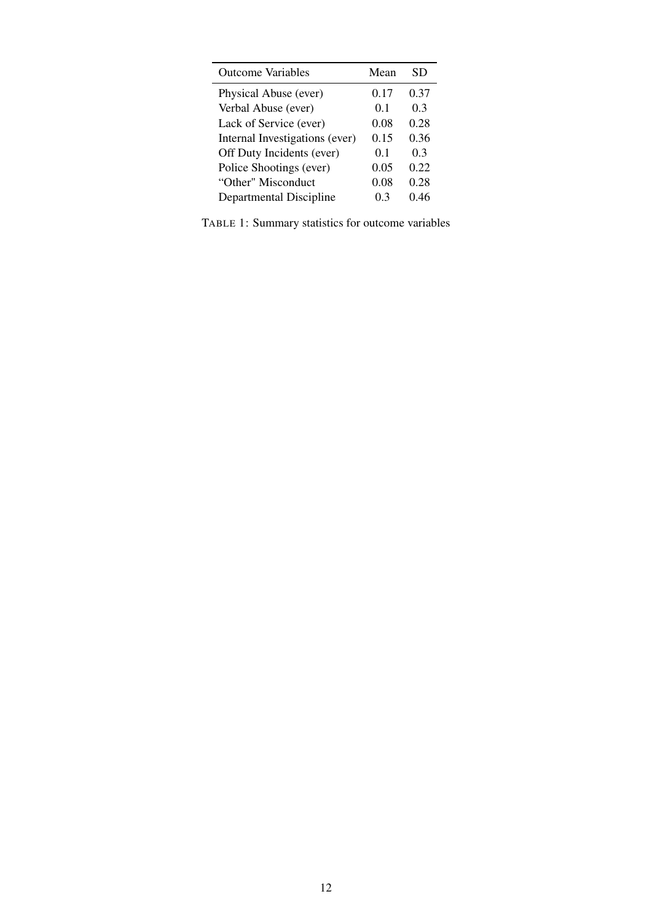| Outcome Variables | Mean | SD |
|---|---|---|
| Physical Abuse (ever) | 0.17 | 0.37 |
| Verbal Abuse (ever) | 0.1 | 0.3 |
| Lack of Service (ever) | 0.08 | 0.28 |
| Internal Investigations (ever) | 0.15 | 0.36 |
| Off Duty Incidents (ever) | 0.1 | 0.3 |
| Police Shootings (ever) | 0.05 | 0.22 |
| "Other" Misconduct | 0.08 | 0.28 |
| Departmental Discipline | 0.3 | 0.46 |

TABLE 1: Summary statistics for outcome variables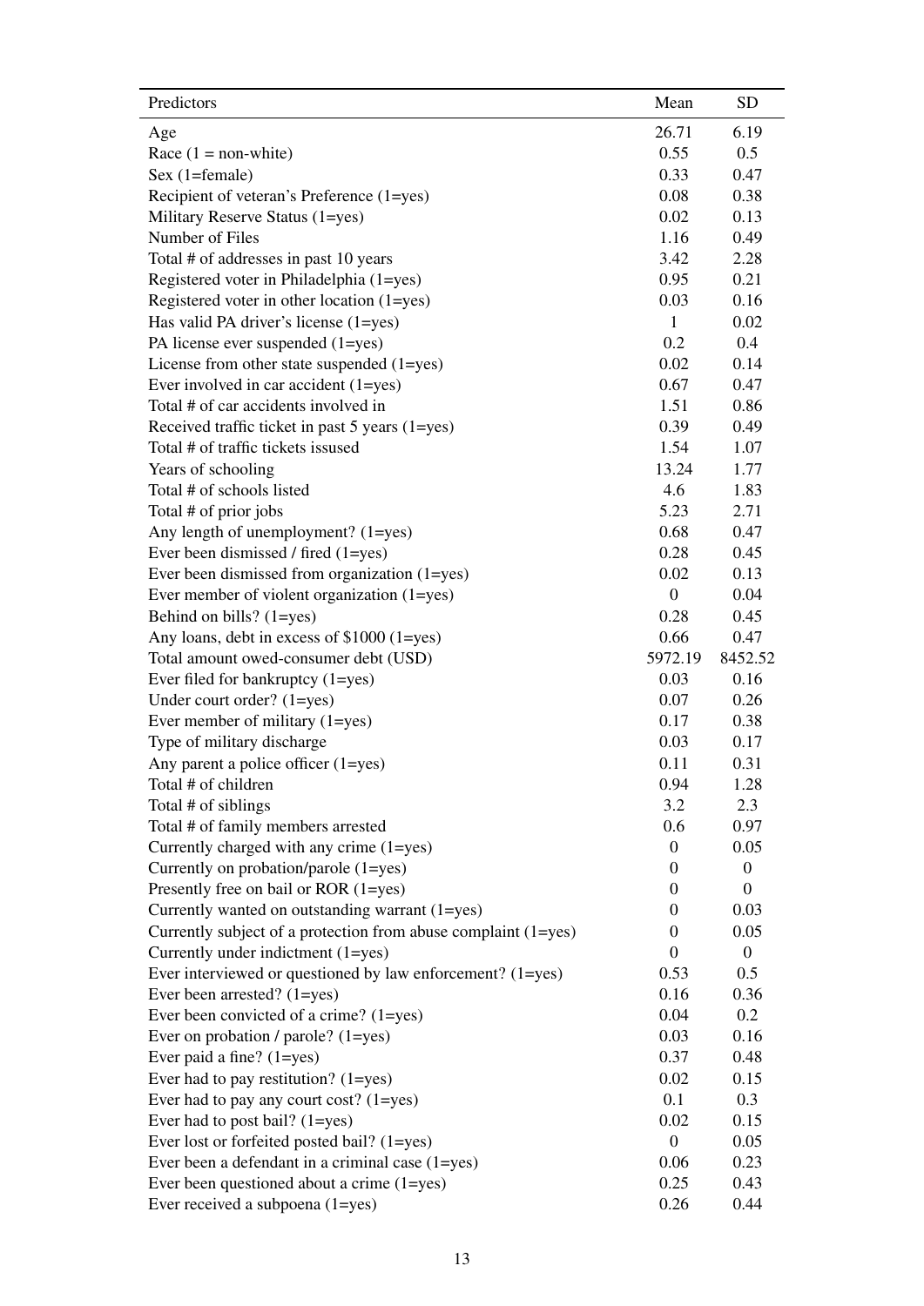| Predictors | Mean | SD |
|---|---|---|
| Age | 26.71 | 6.19 |
| Race (1 = non-white) | 0.55 | 0.5 |
| Sex (1=female) | 0.33 | 0.47 |
| Recipient of veteran's Preference (1=yes) | 0.08 | 0.38 |
| Military Reserve Status (1=yes) | 0.02 | 0.13 |
| Number of Files | 1.16 | 0.49 |
| Total # of addresses in past 10 years | 3.42 | 2.28 |
| Registered voter in Philadelphia (1=yes) | 0.95 | 0.21 |
| Registered voter in other location (1=yes) | 0.03 | 0.16 |
| Has valid PA driver's license (1=yes) | 1 | 0.02 |
| PA license ever suspended (1=yes) | 0.2 | 0.4 |
| License from other state suspended (1=yes) | 0.02 | 0.14 |
| Ever involved in car accident (1=yes) | 0.67 | 0.47 |
| Total # of car accidents involved in | 1.51 | 0.86 |
| Received traffic ticket in past 5 years (1=yes) | 0.39 | 0.49 |
| Total # of traffic tickets issused | 1.54 | 1.07 |
| Years of schooling | 13.24 | 1.77 |
| Total # of schools listed | 4.6 | 1.83 |
| Total # of prior jobs | 5.23 | 2.71 |
| Any length of unemployment? (1=yes) | 0.68 | 0.47 |
| Ever been dismissed / fired (1=yes) | 0.28 | 0.45 |
| Ever been dismissed from organization (1=yes) | 0.02 | 0.13 |
| Ever member of violent organization (1=yes) | 0 | 0.04 |
| Behind on bills? (1=yes) | 0.28 | 0.45 |
| Any loans, debt in excess of $1000 (1=yes) | 0.66 | 0.47 |
| Total amount owed-consumer debt (USD) | 5972.19 | 8452.52 |
| Ever filed for bankruptcy (1=yes) | 0.03 | 0.16 |
| Under court order? (1=yes) | 0.07 | 0.26 |
| Ever member of military (1=yes) | 0.17 | 0.38 |
| Type of military discharge | 0.03 | 0.17 |
| Any parent a police officer (1=yes) | 0.11 | 0.31 |
| Total # of children | 0.94 | 1.28 |
| Total # of siblings | 3.2 | 2.3 |
| Total # of family members arrested | 0.6 | 0.97 |
| Currently charged with any crime (1=yes) | 0 | 0.05 |
| Currently on probation/parole (1=yes) | 0 | 0 |
| Presently free on bail or ROR (1=yes) | 0 | 0 |
| Currently wanted on outstanding warrant (1=yes) | 0 | 0.03 |
| Currently subject of a protection from abuse complaint (1=yes) | 0 | 0.05 |
| Currently under indictment (1=yes) | 0 | 0 |
| Ever interviewed or questioned by law enforcement? (1=yes) | 0.53 | 0.5 |
| Ever been arrested? (1=yes) | 0.16 | 0.36 |
| Ever been convicted of a crime? (1=yes) | 0.04 | 0.2 |
| Ever on probation / parole? (1=yes) | 0.03 | 0.16 |
| Ever paid a fine? (1=yes) | 0.37 | 0.48 |
| Ever had to pay restitution? (1=yes) | 0.02 | 0.15 |
| Ever had to pay any court cost? (1=yes) | 0.1 | 0.3 |
| Ever had to post bail? (1=yes) | 0.02 | 0.15 |
| Ever lost or forfeited posted bail? (1=yes) | 0 | 0.05 |
| Ever been a defendant in a criminal case (1=yes) | 0.06 | 0.23 |
| Ever been questioned about a crime (1=yes) | 0.25 | 0.43 |
| Ever received a subpoena (1=yes) | 0.26 | 0.44 |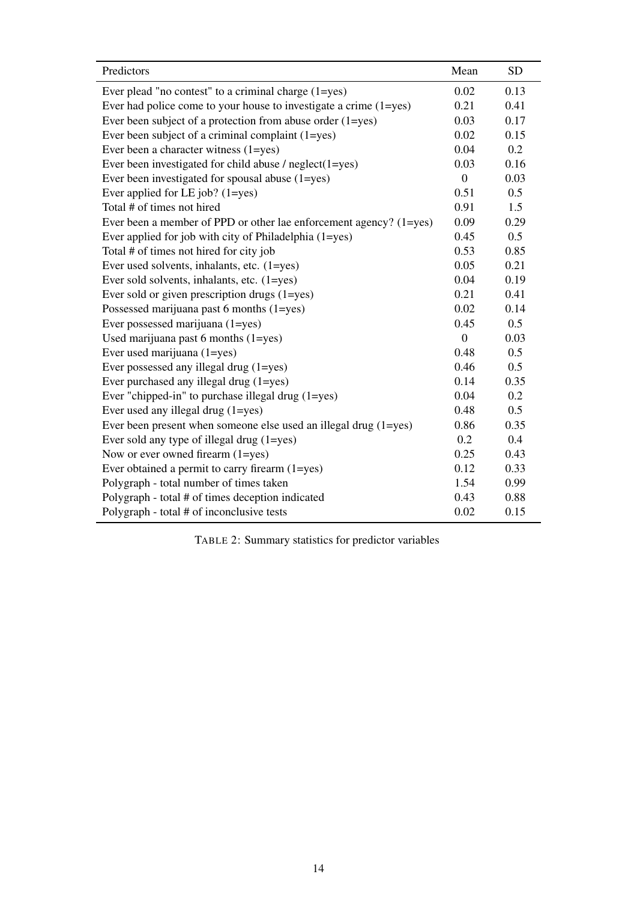| Predictors | Mean | SD |
|---|---|---|
| Ever plead "no contest" to a criminal charge (1=yes) | 0.02 | 0.13 |
| Ever had police come to your house to investigate a crime (1=yes) | 0.21 | 0.41 |
| Ever been subject of a protection from abuse order (1=yes) | 0.03 | 0.17 |
| Ever been subject of a criminal complaint (1=yes) | 0.02 | 0.15 |
| Ever been a character witness (1=yes) | 0.04 | 0.2 |
| Ever been investigated for child abuse / neglect(1=yes) | 0.03 | 0.16 |
| Ever been investigated for spousal abuse (1=yes) | 0 | 0.03 |
| Ever applied for LE job? (1=yes) | 0.51 | 0.5 |
| Total # of times not hired | 0.91 | 1.5 |
| Ever been a member of PPD or other lae enforcement agency? (1=yes) | 0.09 | 0.29 |
| Ever applied for job with city of Philadelphia (1=yes) | 0.45 | 0.5 |
| Total # of times not hired for city job | 0.53 | 0.85 |
| Ever used solvents, inhalants, etc. (1=yes) | 0.05 | 0.21 |
| Ever sold solvents, inhalants, etc. (1=yes) | 0.04 | 0.19 |
| Ever sold or given prescription drugs (1=yes) | 0.21 | 0.41 |
| Possessed marijuana past 6 months (1=yes) | 0.02 | 0.14 |
| Ever possessed marijuana (1=yes) | 0.45 | 0.5 |
| Used marijuana past 6 months (1=yes) | 0 | 0.03 |
| Ever used marijuana (1=yes) | 0.48 | 0.5 |
| Ever possessed any illegal drug (1=yes) | 0.46 | 0.5 |
| Ever purchased any illegal drug (1=yes) | 0.14 | 0.35 |
| Ever "chipped-in" to purchase illegal drug (1=yes) | 0.04 | 0.2 |
| Ever used any illegal drug (1=yes) | 0.48 | 0.5 |
| Ever been present when someone else used an illegal drug (1=yes) | 0.86 | 0.35 |
| Ever sold any type of illegal drug (1=yes) | 0.2 | 0.4 |
| Now or ever owned firearm (1=yes) | 0.25 | 0.43 |
| Ever obtained a permit to carry firearm (1=yes) | 0.12 | 0.33 |
| Polygraph - total number of times taken | 1.54 | 0.99 |
| Polygraph - total # of times deception indicated | 0.43 | 0.88 |
| Polygraph - total # of inconclusive tests | 0.02 | 0.15 |

TABLE 2: Summary statistics for predictor variables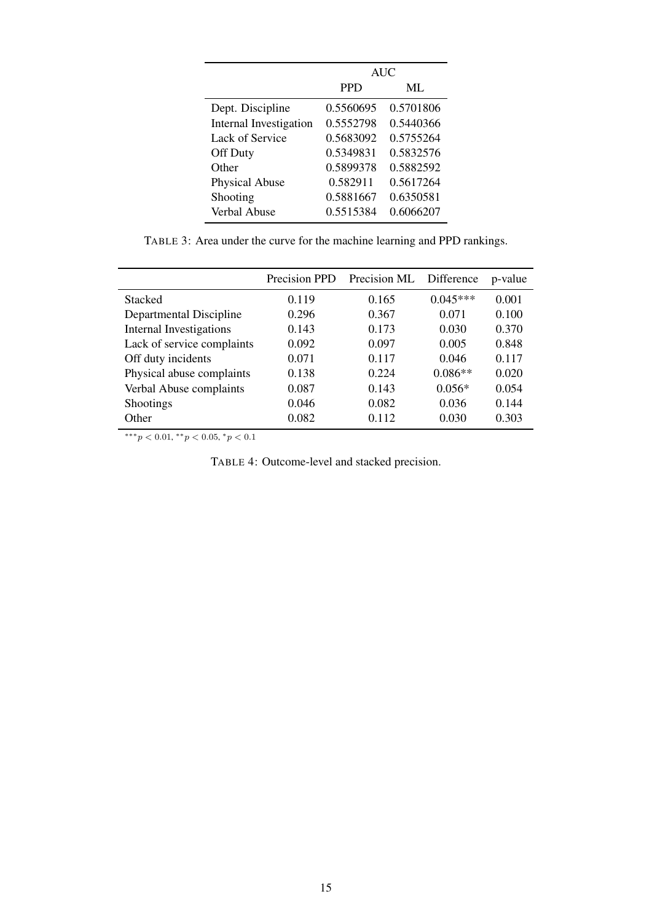| | AUC | |
|---|---|---|
| | PPD | ML |
| Dept. Discipline | 0.5560695 | 0.5701806 |
| Internal Investigation | 0.5552798 | 0.5440366 |
| Lack of Service | 0.5683092 | 0.5755264 |
| Off Duty | 0.5349831 | 0.5832576 |
| Other | 0.5899378 | 0.5882592 |
| Physical Abuse | 0.582911 | 0.5617264 |
| Shooting | 0.5881667 | 0.6350581 |
| Verbal Abuse | 0.5515384 | 0.6066207 |

TABLE 3: Area under the curve for the machine learning and PPD rankings.

| | Precision PPD | Precision ML | Difference | p-value |
|---|---|---|---|---|
| Stacked | 0.119 | 0.165 | 0.045*** | 0.001 |
| Departmental Discipline | 0.296 | 0.367 | 0.071 | 0.100 |
| Internal Investigations | 0.143 | 0.173 | 0.030 | 0.370 |
| Lack of service complaints | 0.092 | 0.097 | 0.005 | 0.848 |
| Off duty incidents | 0.071 | 0.117 | 0.046 | 0.117 |
| Physical abuse complaints | 0.138 | 0.224 | 0.086** | 0.020 |
| Verbal Abuse complaints | 0.087 | 0.143 | 0.056* | 0.054 |
| Shootings | 0.046 | 0.082 | 0.036 | 0.144 |
| Other | 0.082 | 0.112 | 0.030 | 0.303 |

$^{***}p < 0.01$, $^{**}p < 0.05$, $^{*}p < 0.1$

TABLE 4: Outcome-level and stacked precision.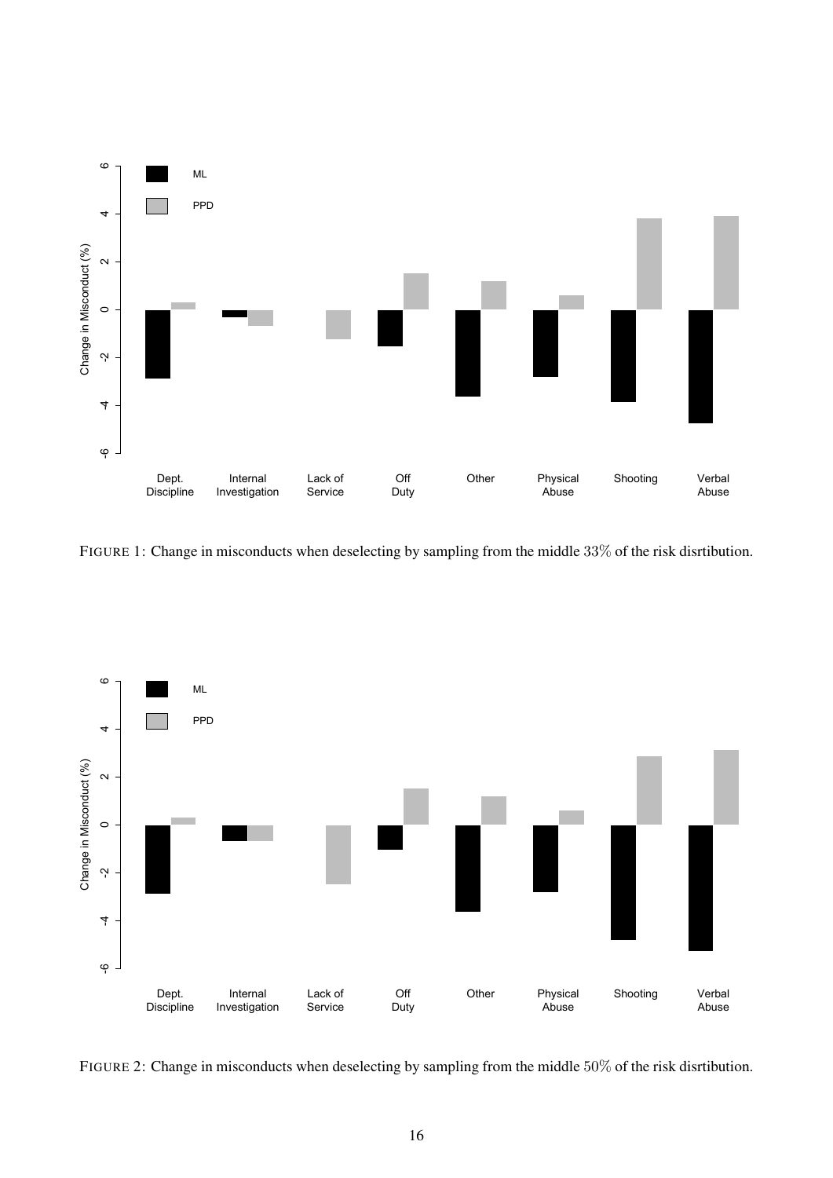FIGURE 1: Change in misconducts when deselecting by sampling from the middle 33% of the risk disrtibution.

FIGURE 2: Change in misconducts when deselecting by sampling from the middle 50% of the risk disrtibution.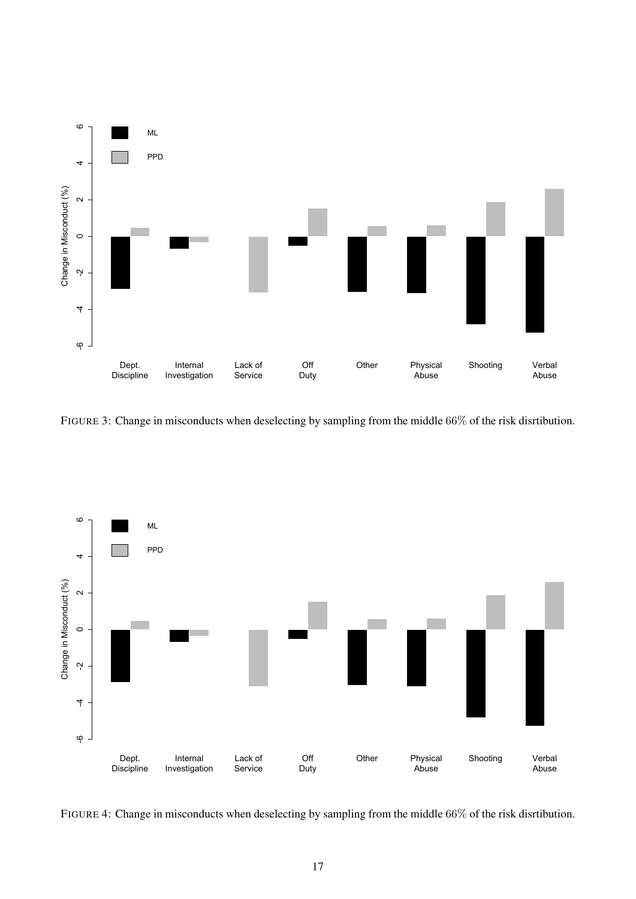FIGURE 3: Change in misconducts when deselecting by sampling from the middle 66% of the risk disrtibution.

FIGURE 4: Change in misconducts when deselecting by sampling from the middle 66% of the risk disrtibution.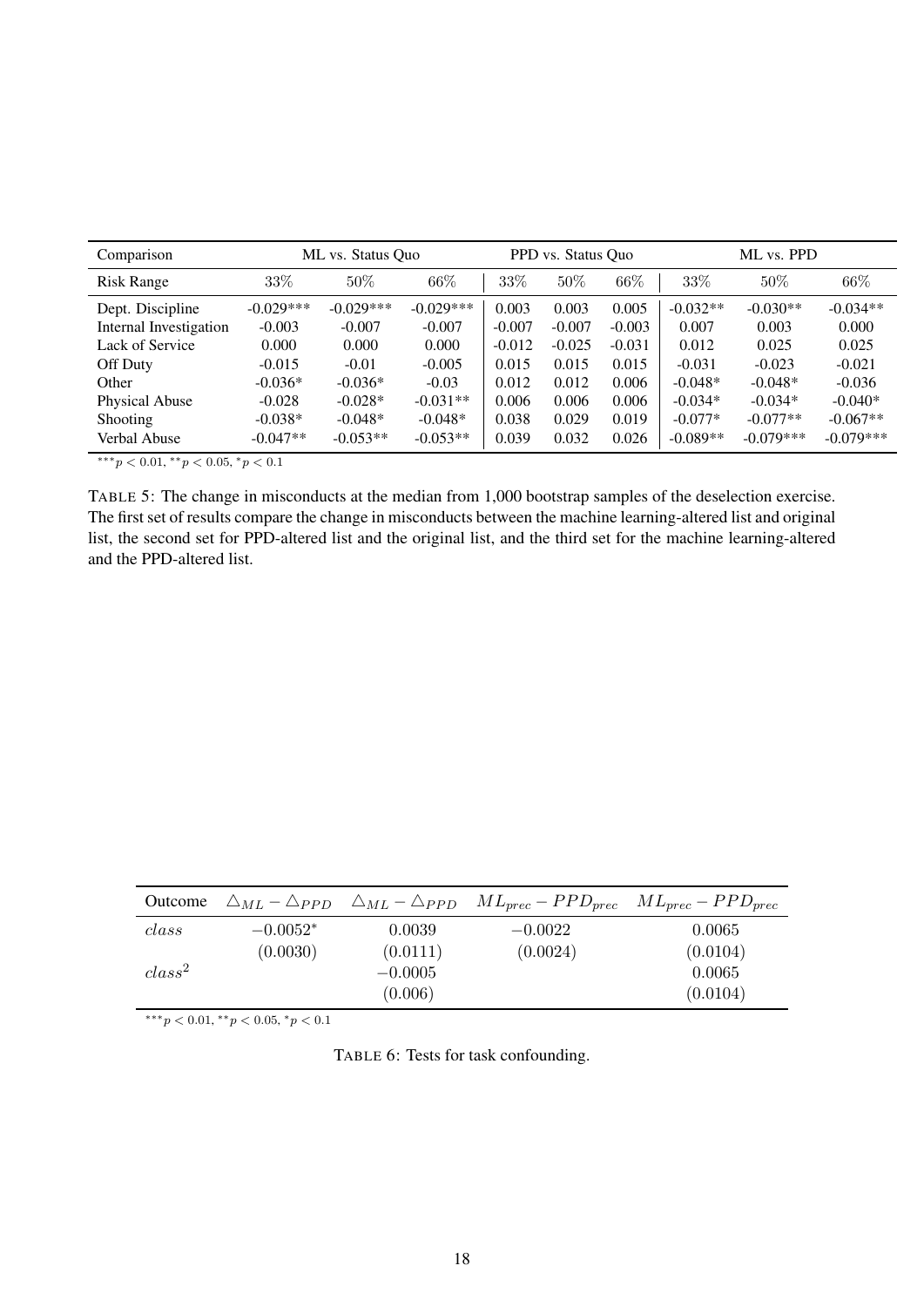| Comparison | ML vs. Status Quo | | | PPD vs. Status Quo | | | ML vs. PPD | | |
|---|---|---|---|---|---|---|---|---|---|
| Risk Range | 33% | 50% | 66% | 33% | 50% | 66% | 33% | 50% | 66% |
| Dept. Discipline | -0.029*** | -0.029*** | -0.029*** | 0.003 | 0.003 | 0.005 | -0.032** | -0.030** | -0.034** |
| Internal Investigation | -0.003 | -0.007 | -0.007 | -0.007 | -0.007 | -0.003 | 0.007 | 0.003 | 0.000 |
| Lack of Service | 0.000 | 0.000 | 0.000 | -0.012 | -0.025 | -0.031 | 0.012 | 0.025 | 0.025 |
| Off Duty | -0.015 | -0.01 | -0.005 | 0.015 | 0.015 | 0.015 | -0.031 | -0.023 | -0.021 |
| Other | -0.036* | -0.036* | -0.03 | 0.012 | 0.012 | 0.006 | -0.048* | -0.048* | -0.036 |
| Physical Abuse | -0.028 | -0.028* | -0.031** | 0.006 | 0.006 | 0.006 | -0.034* | -0.034* | -0.040* |
| Shooting | -0.038* | -0.048* | -0.048* | 0.038 | 0.029 | 0.019 | -0.077* | -0.077** | -0.067** |
| Verbal Abuse | -0.047** | -0.053** | -0.053** | 0.039 | 0.032 | 0.026 | -0.089** | -0.079*** | -0.079*** |

$^{***}p < 0.01$, $^{**}p < 0.05$, $^{*}p < 0.1$

TABLE 5: The change in misconducts at the median from 1,000 bootstrap samples of the deselection exercise. The first set of results compare the change in misconducts between the machine learning-altered list and original list, the second set for PPD-altered list and the original list, and the third set for the machine learning-altered and the PPD-altered list.

| Outcome | $\triangle_{ML} - \triangle_{PPD}$ | $\triangle_{ML} - \triangle_{PPD}$ | $ML_{prec} - PPD_{prec}$ | $ML_{prec} - PPD_{prec}$ |
|---|---|---|---|---|
| $class$ | $-0.0052^{*}$ | 0.0039 | $-0.0022$ | 0.0065 |
| | (0.0030) | (0.0111) | (0.0024) | (0.0104) |
| $class^2$ | | $-0.0005$ | | 0.0065 |
| | | (0.006) | | (0.0104) |

$^{***}p < 0.01$, $^{**}p < 0.05$, $^{*}p < 0.1$

TABLE 6: Tests for task confounding.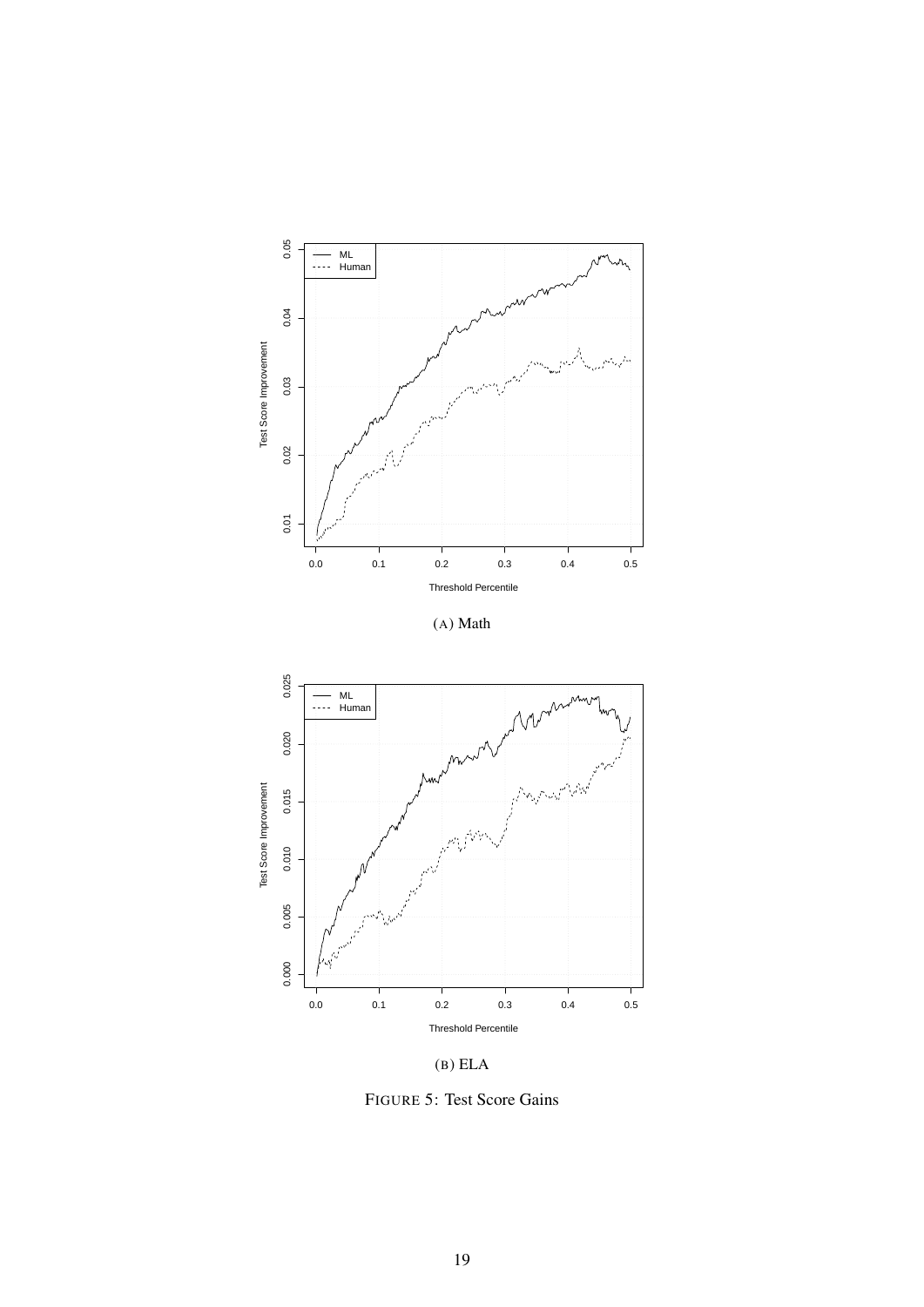0.05
0.04
0.03
0.02
0.01
Test Score Improvement
ML
Human
0.0 0.1 0.2 0.3 0.4 0.5
Threshold Percentile

(A) Math

0.025
0.020
0.015
0.010
0.005
0.000
Test Score Improvement
ML
Human
0.0 0.1 0.2 0.3 0.4 0.5
Threshold Percentile

(B) ELA

FIGURE 5: Test Score Gains